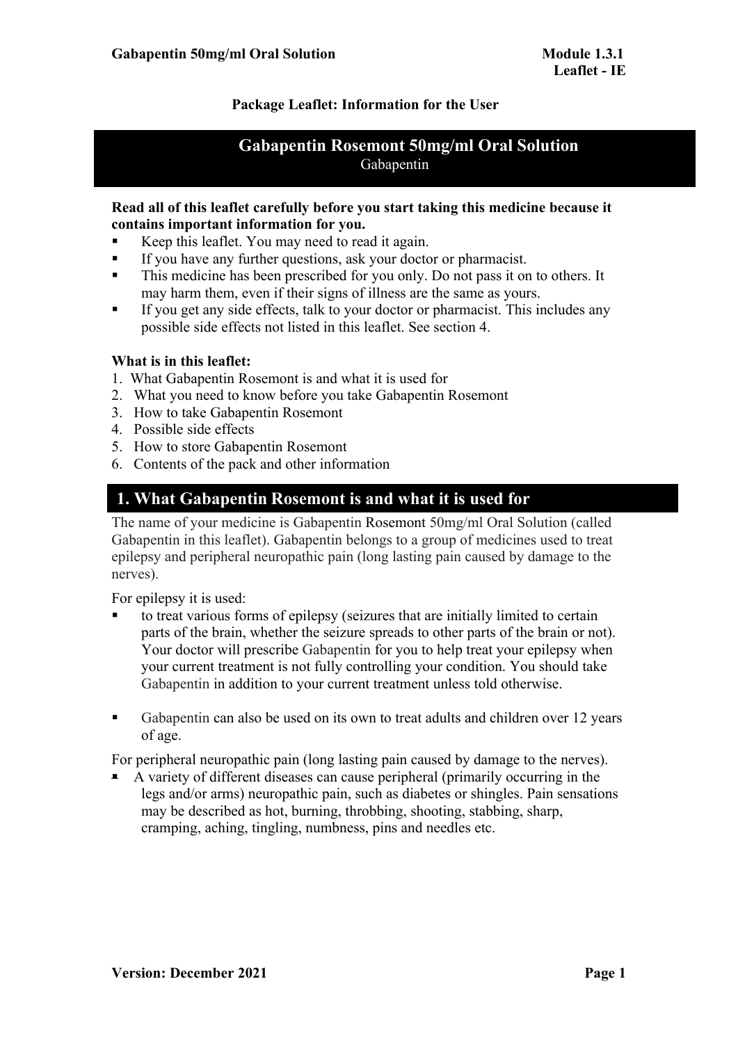**Package Leaflet: Information for the User**

# Gabapentin Rosemont 50mg/ml Oral Solution

Gabapentin

**Read all of this leaflet carefully before you start taking this medicine because it contains important information for you.**

- Keep this leaflet. You may need to read it again.
- If you have any further questions, ask your doctor or pharmacist.
- This medicine has been prescribed for you only. Do not pass it on to others. It may harm them, even if their signs of illness are the same as yours.
- If you get any side effects, talk to your doctor or pharmacist. This includes any possible side effects not listed in this leaflet. See section 4.

**What is in this leaflet:**

1. What Gabapentin Rosemont is and what it is used for
2. What you need to know before you take Gabapentin Rosemont
3. How to take Gabapentin Rosemont
4. Possible side effects
5. How to store Gabapentin Rosemont
6. Contents of the pack and other information

## 1. What Gabapentin Rosemont is and what it is used for

The name of your medicine is Gabapentin Rosemont 50mg/ml Oral Solution (called Gabapentin in this leaflet). Gabapentin belongs to a group of medicines used to treat epilepsy and peripheral neuropathic pain (long lasting pain caused by damage to the nerves).

For epilepsy it is used:

- to treat various forms of epilepsy (seizures that are initially limited to certain parts of the brain, whether the seizure spreads to other parts of the brain or not). Your doctor will prescribe Gabapentin for you to help treat your epilepsy when your current treatment is not fully controlling your condition. You should take Gabapentin in addition to your current treatment unless told otherwise.

- Gabapentin can also be used on its own to treat adults and children over 12 years of age.

For peripheral neuropathic pain (long lasting pain caused by damage to the nerves).

- A variety of different diseases can cause peripheral (primarily occurring in the legs and/or arms) neuropathic pain, such as diabetes or shingles. Pain sensations may be described as hot, burning, throbbing, shooting, stabbing, sharp, cramping, aching, tingling, numbness, pins and needles etc.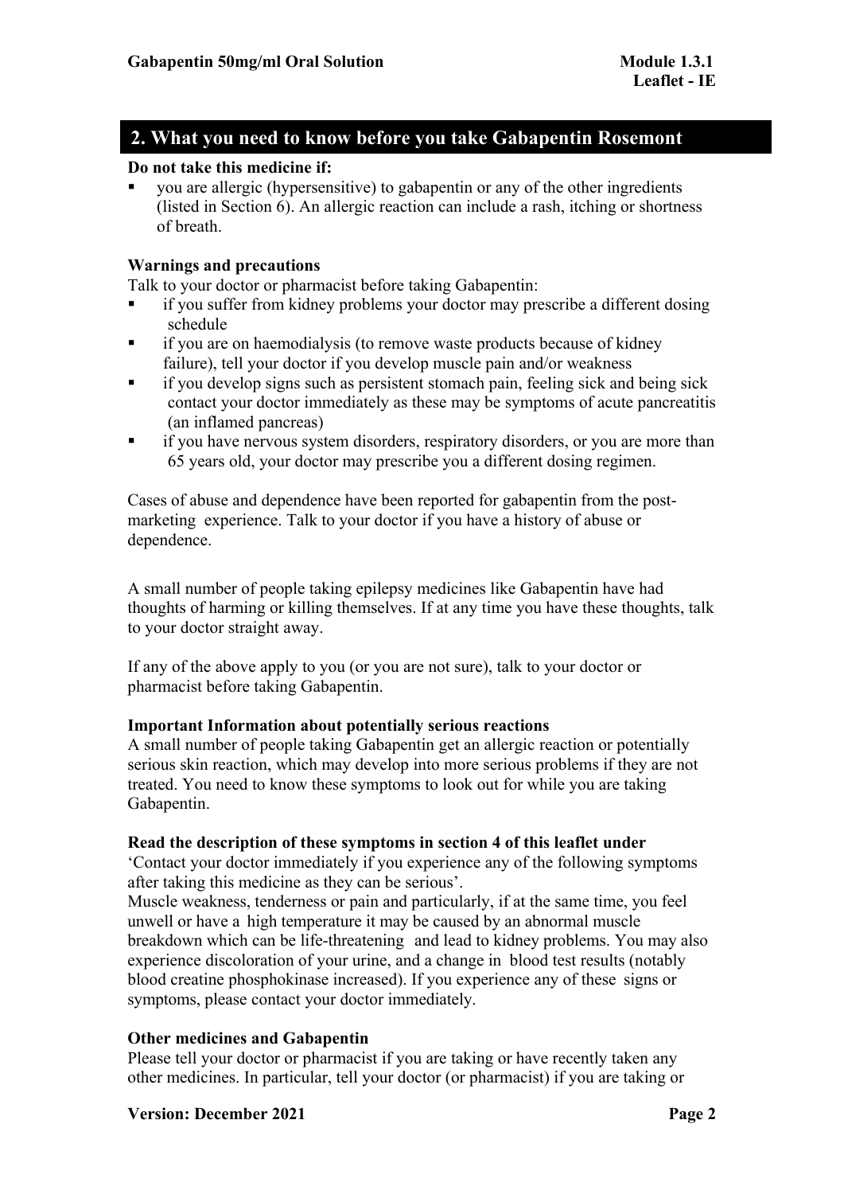## 2. What you need to know before you take Gabapentin Rosemont

**Do not take this medicine if:**

- you are allergic (hypersensitive) to gabapentin or any of the other ingredients (listed in Section 6). An allergic reaction can include a rash, itching or shortness of breath.

**Warnings and precautions**

Talk to your doctor or pharmacist before taking Gabapentin:

- if you suffer from kidney problems your doctor may prescribe a different dosing schedule
- if you are on haemodialysis (to remove waste products because of kidney failure), tell your doctor if you develop muscle pain and/or weakness
- if you develop signs such as persistent stomach pain, feeling sick and being sick contact your doctor immediately as these may be symptoms of acute pancreatitis (an inflamed pancreas)
- if you have nervous system disorders, respiratory disorders, or you are more than 65 years old, your doctor may prescribe you a different dosing regimen.

Cases of abuse and dependence have been reported for gabapentin from the post-marketing experience. Talk to your doctor if you have a history of abuse or dependence.

A small number of people taking epilepsy medicines like Gabapentin have had thoughts of harming or killing themselves. If at any time you have these thoughts, talk to your doctor straight away.

If any of the above apply to you (or you are not sure), talk to your doctor or pharmacist before taking Gabapentin.

**Important Information about potentially serious reactions**

A small number of people taking Gabapentin get an allergic reaction or potentially serious skin reaction, which may develop into more serious problems if they are not treated. You need to know these symptoms to look out for while you are taking Gabapentin.

**Read the description of these symptoms in section 4 of this leaflet under**

'Contact your doctor immediately if you experience any of the following symptoms after taking this medicine as they can be serious'.

Muscle weakness, tenderness or pain and particularly, if at the same time, you feel unwell or have a high temperature it may be caused by an abnormal muscle breakdown which can be life-threatening and lead to kidney problems. You may also experience discoloration of your urine, and a change in blood test results (notably blood creatine phosphokinase increased). If you experience any of these signs or symptoms, please contact your doctor immediately.

**Other medicines and Gabapentin**

Please tell your doctor or pharmacist if you are taking or have recently taken any other medicines. In particular, tell your doctor (or pharmacist) if you are taking or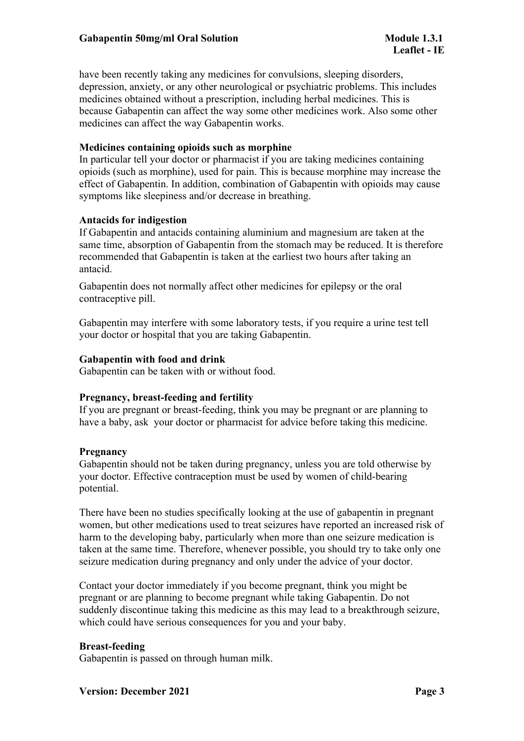have been recently taking any medicines for convulsions, sleeping disorders, depression, anxiety, or any other neurological or psychiatric problems. This includes medicines obtained without a prescription, including herbal medicines. This is because Gabapentin can affect the way some other medicines work. Also some other medicines can affect the way Gabapentin works.

**Medicines containing opioids such as morphine**

In particular tell your doctor or pharmacist if you are taking medicines containing opioids (such as morphine), used for pain. This is because morphine may increase the effect of Gabapentin. In addition, combination of Gabapentin with opioids may cause symptoms like sleepiness and/or decrease in breathing.

**Antacids for indigestion**

If Gabapentin and antacids containing aluminium and magnesium are taken at the same time, absorption of Gabapentin from the stomach may be reduced. It is therefore recommended that Gabapentin is taken at the earliest two hours after taking an antacid.

Gabapentin does not normally affect other medicines for epilepsy or the oral contraceptive pill.

Gabapentin may interfere with some laboratory tests, if you require a urine test tell your doctor or hospital that you are taking Gabapentin.

**Gabapentin with food and drink**

Gabapentin can be taken with or without food.

**Pregnancy, breast-feeding and fertility**

If you are pregnant or breast-feeding, think you may be pregnant or are planning to have a baby, ask your doctor or pharmacist for advice before taking this medicine.

**Pregnancy**

Gabapentin should not be taken during pregnancy, unless you are told otherwise by your doctor. Effective contraception must be used by women of child-bearing potential.

There have been no studies specifically looking at the use of gabapentin in pregnant women, but other medications used to treat seizures have reported an increased risk of harm to the developing baby, particularly when more than one seizure medication is taken at the same time. Therefore, whenever possible, you should try to take only one seizure medication during pregnancy and only under the advice of your doctor.

Contact your doctor immediately if you become pregnant, think you might be pregnant or are planning to become pregnant while taking Gabapentin. Do not suddenly discontinue taking this medicine as this may lead to a breakthrough seizure, which could have serious consequences for you and your baby.

**Breast-feeding**

Gabapentin is passed on through human milk.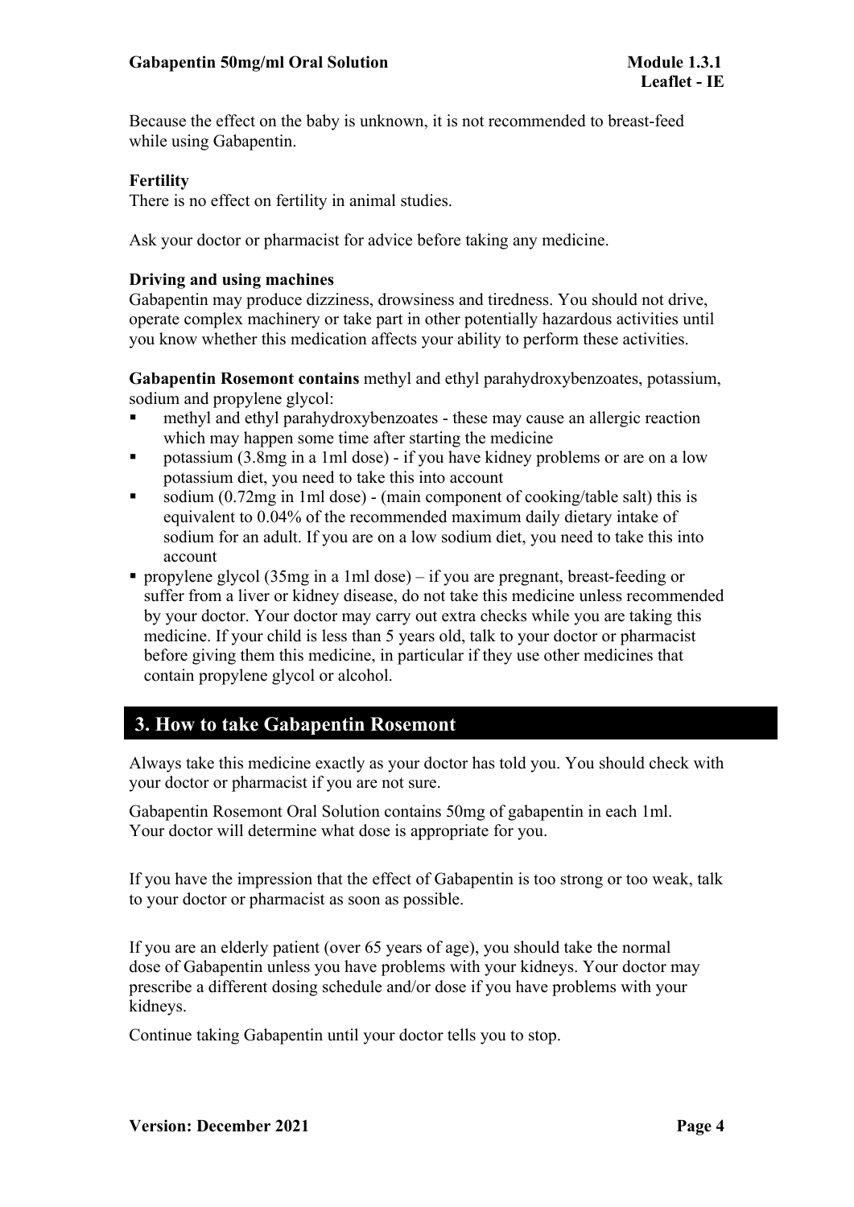Because the effect on the baby is unknown, it is not recommended to breast-feed while using Gabapentin.

**Fertility**

There is no effect on fertility in animal studies.

Ask your doctor or pharmacist for advice before taking any medicine.

**Driving and using machines**

Gabapentin may produce dizziness, drowsiness and tiredness. You should not drive, operate complex machinery or take part in other potentially hazardous activities until you know whether this medication affects your ability to perform these activities.

**Gabapentin Rosemont contains** methyl and ethyl parahydroxybenzoates, potassium, sodium and propylene glycol:

- methyl and ethyl parahydroxybenzoates - these may cause an allergic reaction which may happen some time after starting the medicine
- potassium (3.8mg in a 1ml dose) - if you have kidney problems or are on a low potassium diet, you need to take this into account
- sodium (0.72mg in 1ml dose) - (main component of cooking/table salt) this is equivalent to 0.04% of the recommended maximum daily dietary intake of sodium for an adult. If you are on a low sodium diet, you need to take this into account
- propylene glycol (35mg in a 1ml dose) – if you are pregnant, breast-feeding or suffer from a liver or kidney disease, do not take this medicine unless recommended by your doctor. Your doctor may carry out extra checks while you are taking this medicine. If your child is less than 5 years old, talk to your doctor or pharmacist before giving them this medicine, in particular if they use other medicines that contain propylene glycol or alcohol.

## 3. How to take Gabapentin Rosemont

Always take this medicine exactly as your doctor has told you. You should check with your doctor or pharmacist if you are not sure.

Gabapentin Rosemont Oral Solution contains 50mg of gabapentin in each 1ml. Your doctor will determine what dose is appropriate for you.

If you have the impression that the effect of Gabapentin is too strong or too weak, talk to your doctor or pharmacist as soon as possible.

If you are an elderly patient (over 65 years of age), you should take the normal dose of Gabapentin unless you have problems with your kidneys. Your doctor may prescribe a different dosing schedule and/or dose if you have problems with your kidneys.

Continue taking Gabapentin until your doctor tells you to stop.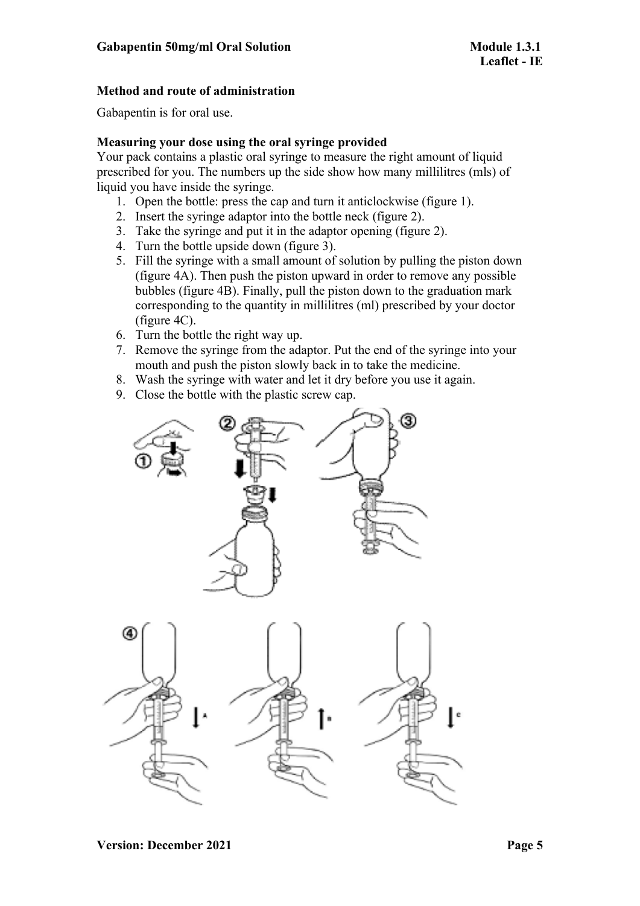### Method and route of administration

Gabapentin is for oral use.

#### Measuring your dose using the oral syringe provided

Your pack contains a plastic oral syringe to measure the right amount of liquid prescribed for you. The numbers up the side show how many millilitres (mls) of liquid you have inside the syringe.

1. Open the bottle: press the cap and turn it anticlockwise (figure 1).
2. Insert the syringe adaptor into the bottle neck (figure 2).
3. Take the syringe and put it in the adaptor opening (figure 2).
4. Turn the bottle upside down (figure 3).
5. Fill the syringe with a small amount of solution by pulling the piston down (figure 4A). Then push the piston upward in order to remove any possible bubbles (figure 4B). Finally, pull the piston down to the graduation mark corresponding to the quantity in millilitres (ml) prescribed by your doctor (figure 4C).
6. Turn the bottle the right way up.
7. Remove the syringe from the adaptor. Put the end of the syringe into your mouth and push the piston slowly back in to take the medicine.
8. Wash the syringe with water and let it dry before you use it again.
9. Close the bottle with the plastic screw cap.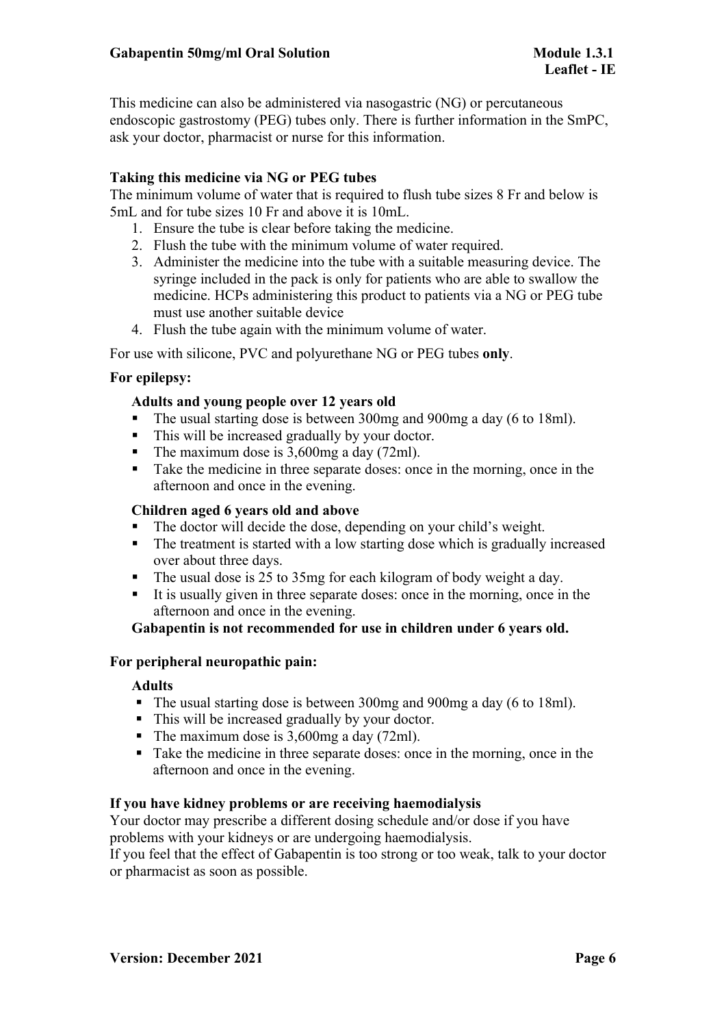This medicine can also be administered via nasogastric (NG) or percutaneous endoscopic gastrostomy (PEG) tubes only. There is further information in the SmPC, ask your doctor, pharmacist or nurse for this information.

**Taking this medicine via NG or PEG tubes**

The minimum volume of water that is required to flush tube sizes 8 Fr and below is 5mL and for tube sizes 10 Fr and above it is 10mL.

1. Ensure the tube is clear before taking the medicine.
2. Flush the tube with the minimum volume of water required.
3. Administer the medicine into the tube with a suitable measuring device. The syringe included in the pack is only for patients who are able to swallow the medicine. HCPs administering this product to patients via a NG or PEG tube must use another suitable device
4. Flush the tube again with the minimum volume of water.

For use with silicone, PVC and polyurethane NG or PEG tubes **only**.

**For epilepsy:**

**Adults and young people over 12 years old**

- The usual starting dose is between 300mg and 900mg a day (6 to 18ml).
- This will be increased gradually by your doctor.
- The maximum dose is 3,600mg a day (72ml).
- Take the medicine in three separate doses: once in the morning, once in the afternoon and once in the evening.

**Children aged 6 years old and above**

- The doctor will decide the dose, depending on your child's weight.
- The treatment is started with a low starting dose which is gradually increased over about three days.
- The usual dose is 25 to 35mg for each kilogram of body weight a day.
- It is usually given in three separate doses: once in the morning, once in the afternoon and once in the evening.

**Gabapentin is not recommended for use in children under 6 years old.**

**For peripheral neuropathic pain:**

**Adults**

- The usual starting dose is between 300mg and 900mg a day (6 to 18ml).
- This will be increased gradually by your doctor.
- The maximum dose is 3,600mg a day (72ml).
- Take the medicine in three separate doses: once in the morning, once in the afternoon and once in the evening.

**If you have kidney problems or are receiving haemodialysis**

Your doctor may prescribe a different dosing schedule and/or dose if you have problems with your kidneys or are undergoing haemodialysis.

If you feel that the effect of Gabapentin is too strong or too weak, talk to your doctor or pharmacist as soon as possible.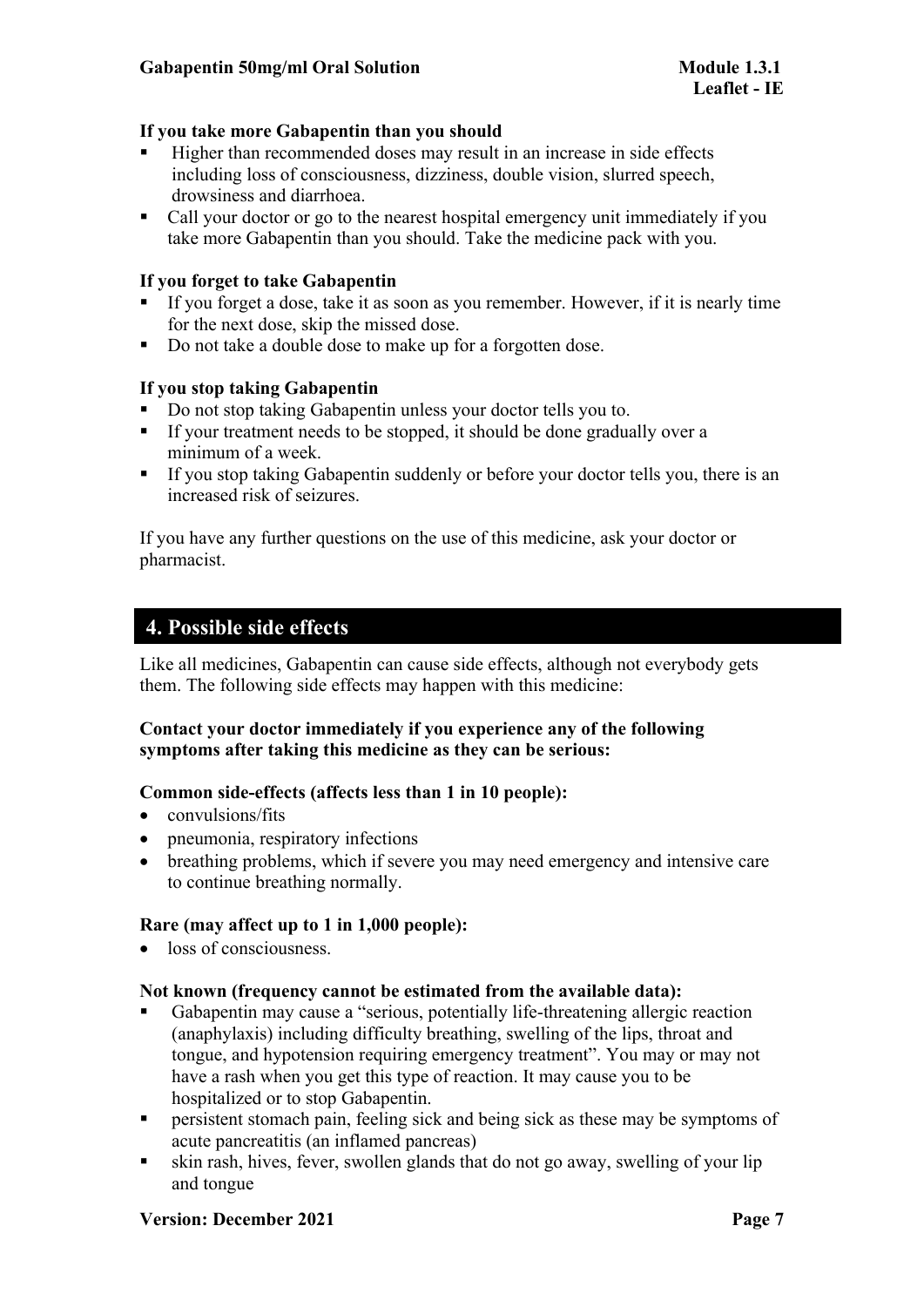**If you take more Gabapentin than you should**

- Higher than recommended doses may result in an increase in side effects including loss of consciousness, dizziness, double vision, slurred speech, drowsiness and diarrhoea.
- Call your doctor or go to the nearest hospital emergency unit immediately if you take more Gabapentin than you should. Take the medicine pack with you.

**If you forget to take Gabapentin**

- If you forget a dose, take it as soon as you remember. However, if it is nearly time for the next dose, skip the missed dose.
- Do not take a double dose to make up for a forgotten dose.

**If you stop taking Gabapentin**

- Do not stop taking Gabapentin unless your doctor tells you to.
- If your treatment needs to be stopped, it should be done gradually over a minimum of a week.
- If you stop taking Gabapentin suddenly or before your doctor tells you, there is an increased risk of seizures.

If you have any further questions on the use of this medicine, ask your doctor or pharmacist.

## 4. Possible side effects

Like all medicines, Gabapentin can cause side effects, although not everybody gets them. The following side effects may happen with this medicine:

**Contact your doctor immediately if you experience any of the following symptoms after taking this medicine as they can be serious:**

**Common side-effects (affects less than 1 in 10 people):**

- convulsions/fits
- pneumonia, respiratory infections
- breathing problems, which if severe you may need emergency and intensive care to continue breathing normally.

**Rare (may affect up to 1 in 1,000 people):**

- loss of consciousness.

**Not known (frequency cannot be estimated from the available data):**

- Gabapentin may cause a "serious, potentially life-threatening allergic reaction (anaphylaxis) including difficulty breathing, swelling of the lips, throat and tongue, and hypotension requiring emergency treatment". You may or may not have a rash when you get this type of reaction. It may cause you to be hospitalized or to stop Gabapentin.
- persistent stomach pain, feeling sick and being sick as these may be symptoms of acute pancreatitis (an inflamed pancreas)
- skin rash, hives, fever, swollen glands that do not go away, swelling of your lip and tongue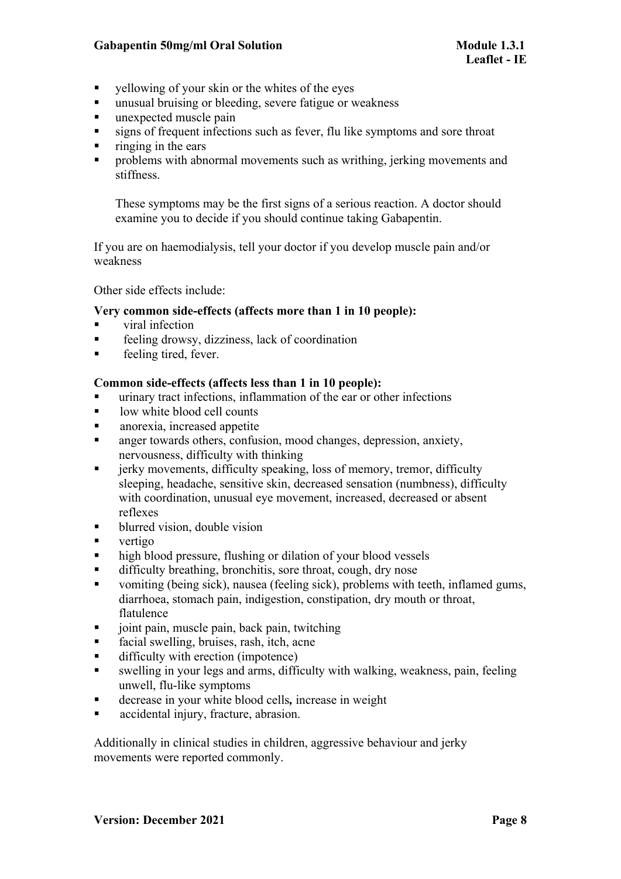- yellowing of your skin or the whites of the eyes
- unusual bruising or bleeding, severe fatigue or weakness
- unexpected muscle pain
- signs of frequent infections such as fever, flu like symptoms and sore throat
- ringing in the ears
- problems with abnormal movements such as writhing, jerking movements and stiffness.

  These symptoms may be the first signs of a serious reaction. A doctor should examine you to decide if you should continue taking Gabapentin.

If you are on haemodialysis, tell your doctor if you develop muscle pain and/or weakness

Other side effects include:

**Very common side-effects (affects more than 1 in 10 people):**

- viral infection
- feeling drowsy, dizziness, lack of coordination
- feeling tired, fever.

**Common side-effects (affects less than 1 in 10 people):**

- urinary tract infections, inflammation of the ear or other infections
- low white blood cell counts
- anorexia, increased appetite
- anger towards others, confusion, mood changes, depression, anxiety, nervousness, difficulty with thinking
- jerky movements, difficulty speaking, loss of memory, tremor, difficulty sleeping, headache, sensitive skin, decreased sensation (numbness), difficulty with coordination, unusual eye movement, increased, decreased or absent reflexes
- blurred vision, double vision
- vertigo
- high blood pressure, flushing or dilation of your blood vessels
- difficulty breathing, bronchitis, sore throat, cough, dry nose
- vomiting (being sick), nausea (feeling sick), problems with teeth, inflamed gums, diarrhoea, stomach pain, indigestion, constipation, dry mouth or throat, flatulence
- joint pain, muscle pain, back pain, twitching
- facial swelling, bruises, rash, itch, acne
- difficulty with erection (impotence)
- swelling in your legs and arms, difficulty with walking, weakness, pain, feeling unwell, flu-like symptoms
- decrease in your white blood cells**,** increase in weight
- accidental injury, fracture, abrasion.

Additionally in clinical studies in children, aggressive behaviour and jerky movements were reported commonly.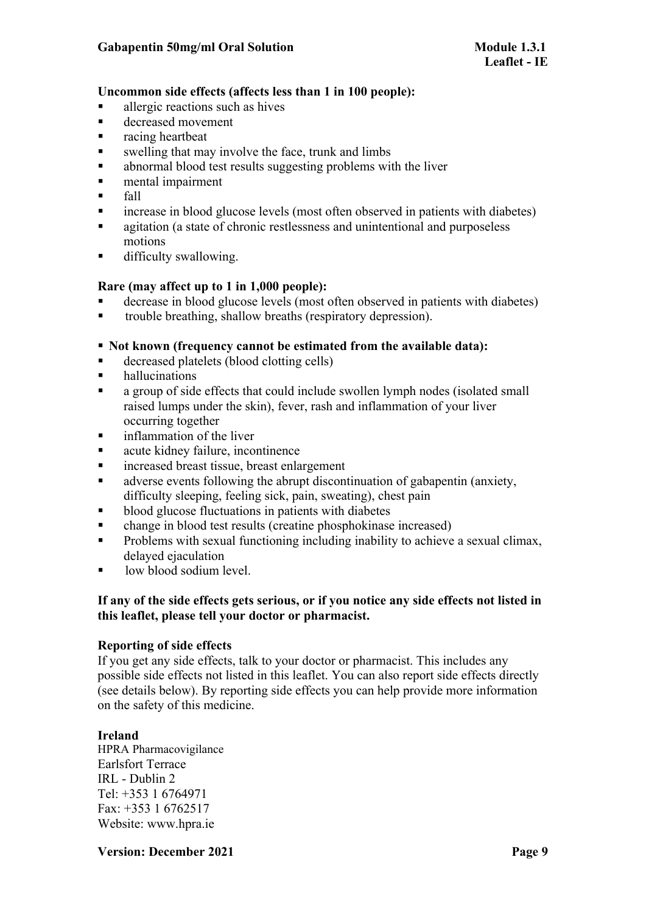**Uncommon side effects (affects less than 1 in 100 people):**

- allergic reactions such as hives
- decreased movement
- racing heartbeat
- swelling that may involve the face, trunk and limbs
- abnormal blood test results suggesting problems with the liver
- mental impairment
- fall
- increase in blood glucose levels (most often observed in patients with diabetes)
- agitation (a state of chronic restlessness and unintentional and purposeless motions
- difficulty swallowing.

**Rare (may affect up to 1 in 1,000 people):**

- decrease in blood glucose levels (most often observed in patients with diabetes)
- trouble breathing, shallow breaths (respiratory depression).

- **Not known (frequency cannot be estimated from the available data):**

- decreased platelets (blood clotting cells)
- hallucinations
- a group of side effects that could include swollen lymph nodes (isolated small raised lumps under the skin), fever, rash and inflammation of your liver occurring together
- inflammation of the liver
- acute kidney failure, incontinence
- increased breast tissue, breast enlargement
- adverse events following the abrupt discontinuation of gabapentin (anxiety, difficulty sleeping, feeling sick, pain, sweating), chest pain
- blood glucose fluctuations in patients with diabetes
- change in blood test results (creatine phosphokinase increased)
- Problems with sexual functioning including inability to achieve a sexual climax, delayed ejaculation
- low blood sodium level.

**If any of the side effects gets serious, or if you notice any side effects not listed in this leaflet, please tell your doctor or pharmacist.**

**Reporting of side effects**

If you get any side effects, talk to your doctor or pharmacist. This includes any possible side effects not listed in this leaflet. You can also report side effects directly (see details below). By reporting side effects you can help provide more information on the safety of this medicine.

**Ireland**

HPRA Pharmacovigilance
Earlsfort Terrace
IRL - Dublin 2
Tel: +353 1 6764971
Fax: +353 1 6762517
Website: www.hpra.ie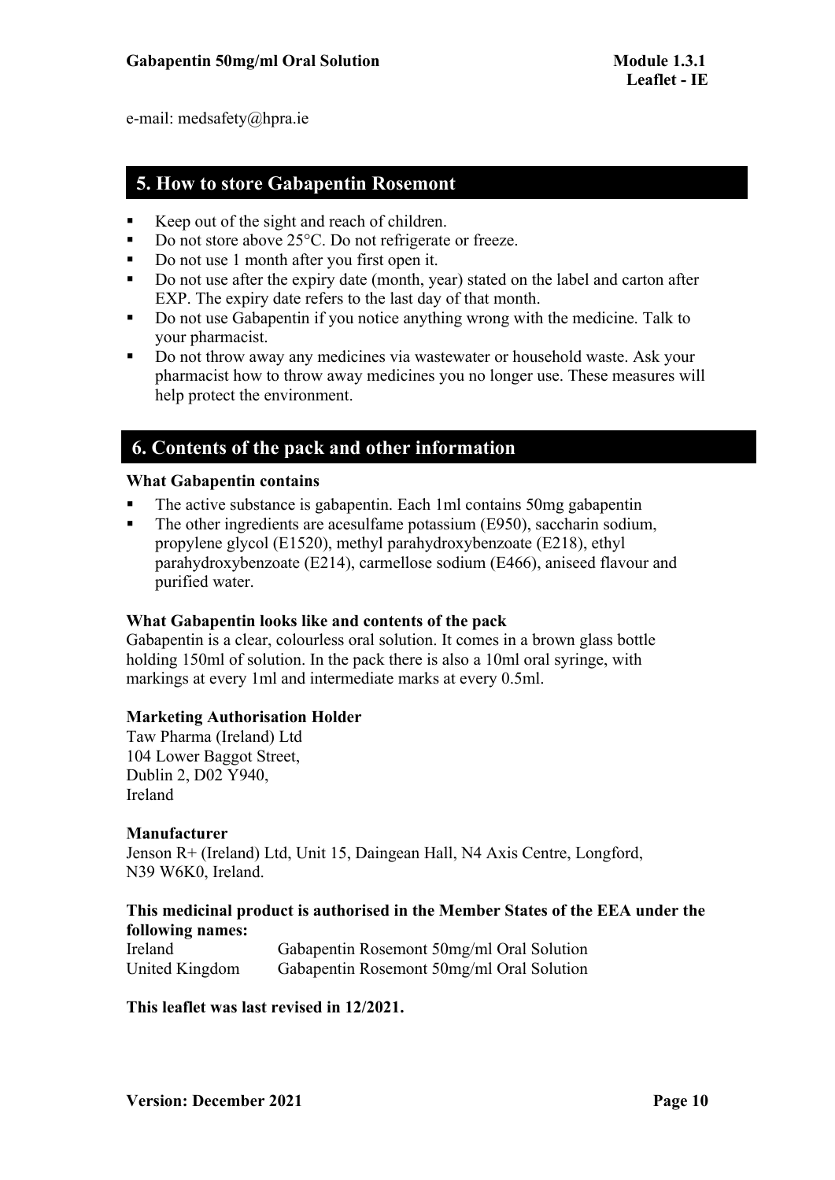e-mail: medsafety@hpra.ie

## 5. How to store Gabapentin Rosemont

- Keep out of the sight and reach of children.
- Do not store above 25°C. Do not refrigerate or freeze.
- Do not use 1 month after you first open it.
- Do not use after the expiry date (month, year) stated on the label and carton after EXP. The expiry date refers to the last day of that month.
- Do not use Gabapentin if you notice anything wrong with the medicine. Talk to your pharmacist.
- Do not throw away any medicines via wastewater or household waste. Ask your pharmacist how to throw away medicines you no longer use. These measures will help protect the environment.

## 6. Contents of the pack and other information

**What Gabapentin contains**

- The active substance is gabapentin. Each 1ml contains 50mg gabapentin
- The other ingredients are acesulfame potassium (E950), saccharin sodium, propylene glycol (E1520), methyl parahydroxybenzoate (E218), ethyl parahydroxybenzoate (E214), carmellose sodium (E466), aniseed flavour and purified water.

**What Gabapentin looks like and contents of the pack**

Gabapentin is a clear, colourless oral solution. It comes in a brown glass bottle holding 150ml of solution. In the pack there is also a 10ml oral syringe, with markings at every 1ml and intermediate marks at every 0.5ml.

**Marketing Authorisation Holder**

Taw Pharma (Ireland) Ltd
104 Lower Baggot Street,
Dublin 2, D02 Y940,
Ireland

**Manufacturer**

Jenson R+ (Ireland) Ltd, Unit 15, Daingean Hall, N4 Axis Centre, Longford, N39 W6K0, Ireland.

**This medicinal product is authorised in the Member States of the EEA under the following names:**

| | |
|---|---|
| Ireland | Gabapentin Rosemont 50mg/ml Oral Solution |
| United Kingdom | Gabapentin Rosemont 50mg/ml Oral Solution |

**This leaflet was last revised in 12/2021.**